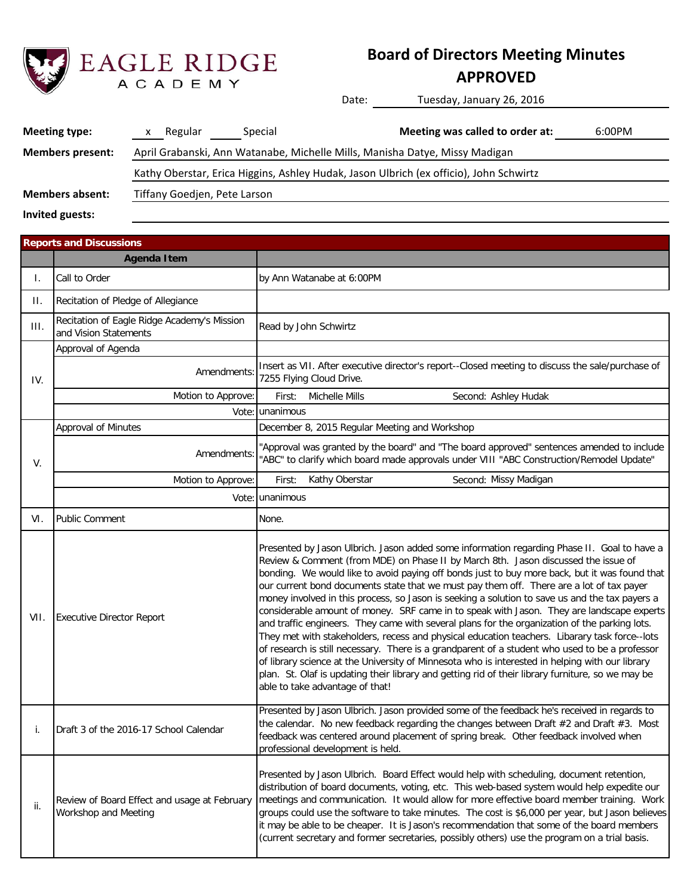EAGLE RIDGE ACADEMY

# Board of Directors Meeting Minutes
## APPROVED

Date: Tuesday, January 26, 2016

**Meeting type:** x Regular ___ Special

**Meeting was called to order at:** 6:00PM

**Members present:** April Grabanski, Ann Watanabe, Michelle Mills, Manisha Datye, Missy Madigan, Kathy Oberstar, Erica Higgins, Ashley Hudak, Jason Ulbrich (ex officio), John Schwirtz

**Members absent:** Tiffany Goedjen, Pete Larson

**Invited guests:**

## Reports and Discussions

| | Agenda Item | |
|---|---|---|
| I. | Call to Order | by Ann Watanabe at 6:00PM |
| II. | Recitation of Pledge of Allegiance | |
| III. | Recitation of Eagle Ridge Academy's Mission and Vision Statements | Read by John Schwirtz |
| IV. | Approval of Agenda | |
| | Amendments: | Insert as VII. After executive director's report--Closed meeting to discuss the sale/purchase of 7255 Flying Cloud Drive. |
| | Motion to Approve: | First: Michelle Mills Second: Ashley Hudak |
| | Vote: | unanimous |
| V. | Approval of Minutes | December 8, 2015 Regular Meeting and Workshop |
| | Amendments: | "Approval was granted by the board" and "The board approved" sentences amended to include "ABC" to clarify which board made approvals under VIII "ABC Construction/Remodel Update" |
| | Motion to Approve: | First: Kathy Oberstar Second: Missy Madigan |
| | Vote: | unanimous |
| VI. | Public Comment | None. |
| VII. | Executive Director Report | Presented by Jason Ulbrich. Jason added some information regarding Phase II. Goal to have a Review & Comment (from MDE) on Phase II by March 8th. Jason discussed the issue of bonding. We would like to avoid paying off bonds just to buy more back, but it was found that our current bond documents state that we must pay them off. There are a lot of tax payer money involved in this process, so Jason is seeking a solution to save us and the tax payers a considerable amount of money. SRF came in to speak with Jason. They are landscape experts and traffic engineers. They came with several plans for the organization of the parking lots. They met with stakeholders, recess and physical education teachers. Libarary task force--lots of research is still necessary. There is a grandparent of a student who used to be a professor of library science at the University of Minnesota who is interested in helping with our library plan. St. Olaf is updating their library and getting rid of their library furniture, so we may be able to take advantage of that! |
| i. | Draft 3 of the 2016-17 School Calendar | Presented by Jason Ulbrich. Jason provided some of the feedback he's received in regards to the calendar. No new feedback regarding the changes between Draft #2 and Draft #3. Most feedback was centered around placement of spring break. Other feedback involved when professional development is held. |
| ii. | Review of Board Effect and usage at February Workshop and Meeting | Presented by Jason Ulbrich. Board Effect would help with scheduling, document retention, distribution of board documents, voting, etc. This web-based system would help expedite our meetings and communication. It would allow for more effective board member training. Work groups could use the software to take minutes. The cost is $6,000 per year, but Jason believes it may be able to be cheaper. It is Jason's recommendation that some of the board members (current secretary and former secretaries, possibly others) use the program on a trial basis. |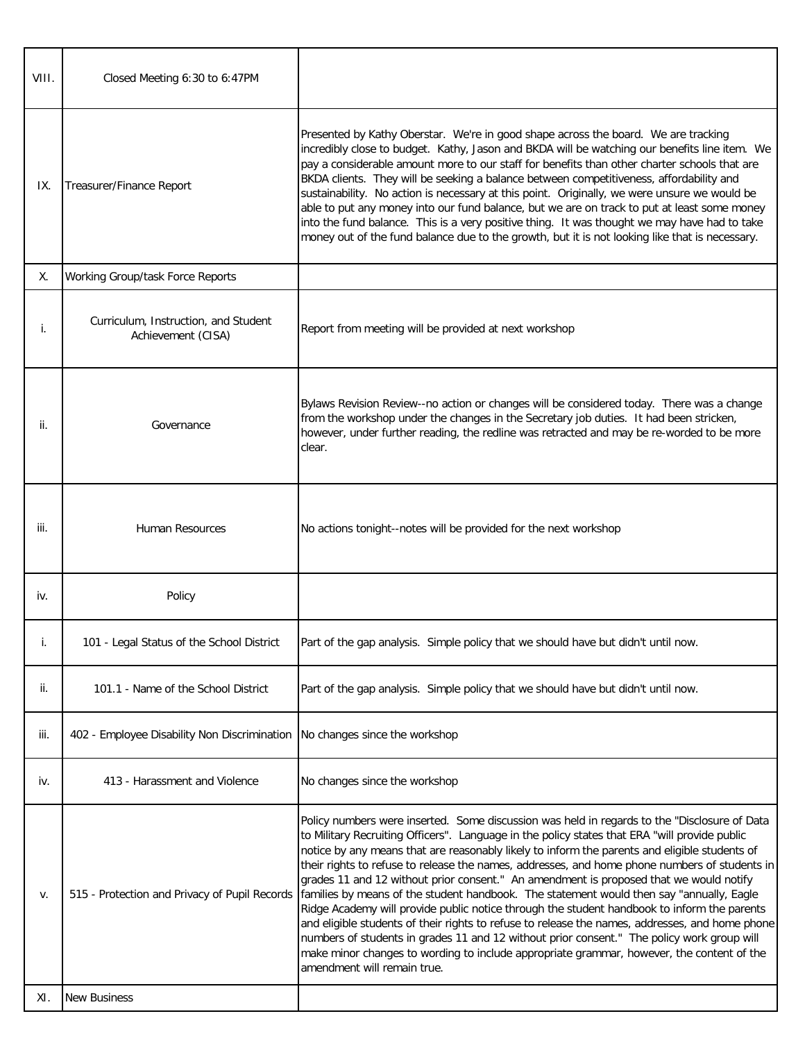| | | |
|---|---|---|
| VIII. | Closed Meeting 6:30 to 6:47PM | |
| IX. | Treasurer/Finance Report | Presented by Kathy Oberstar. We're in good shape across the board. We are tracking incredibly close to budget. Kathy, Jason and BKDA will be watching our benefits line item. We pay a considerable amount more to our staff for benefits than other charter schools that are BKDA clients. They will be seeking a balance between competitiveness, affordability and sustainability. No action is necessary at this point. Originally, we were unsure we would be able to put any money into our fund balance, but we are on track to put at least some money into the fund balance. This is a very positive thing. It was thought we may have had to take money out of the fund balance due to the growth, but it is not looking like that is necessary. |
| X. | Working Group/task Force Reports | |
| i. | Curriculum, Instruction, and Student Achievement (CISA) | Report from meeting will be provided at next workshop |
| ii. | Governance | Bylaws Revision Review--no action or changes will be considered today. There was a change from the workshop under the changes in the Secretary job duties. It had been stricken, however, under further reading, the redline was retracted and may be re-worded to be more clear. |
| iii. | Human Resources | No actions tonight--notes will be provided for the next workshop |
| iv. | Policy | |
| i. | 101 - Legal Status of the School District | Part of the gap analysis. Simple policy that we should have but didn't until now. |
| ii. | 101.1 - Name of the School District | Part of the gap analysis. Simple policy that we should have but didn't until now. |
| iii. | 402 - Employee Disability Non Discrimination | No changes since the workshop |
| iv. | 413 - Harassment and Violence | No changes since the workshop |
| v. | 515 - Protection and Privacy of Pupil Records | Policy numbers were inserted. Some discussion was held in regards to the "Disclosure of Data to Military Recruiting Officers". Language in the policy states that ERA "will provide public notice by any means that are reasonably likely to inform the parents and eligible students of their rights to refuse to release the names, addresses, and home phone numbers of students in grades 11 and 12 without prior consent." An amendment is proposed that we would notify families by means of the student handbook. The statement would then say "annually, Eagle Ridge Academy will provide public notice through the student handbook to inform the parents and eligible students of their rights to refuse to release the names, addresses, and home phone numbers of students in grades 11 and 12 without prior consent." The policy work group will make minor changes to wording to include appropriate grammar, however, the content of the amendment will remain true. |
| XI. | New Business | |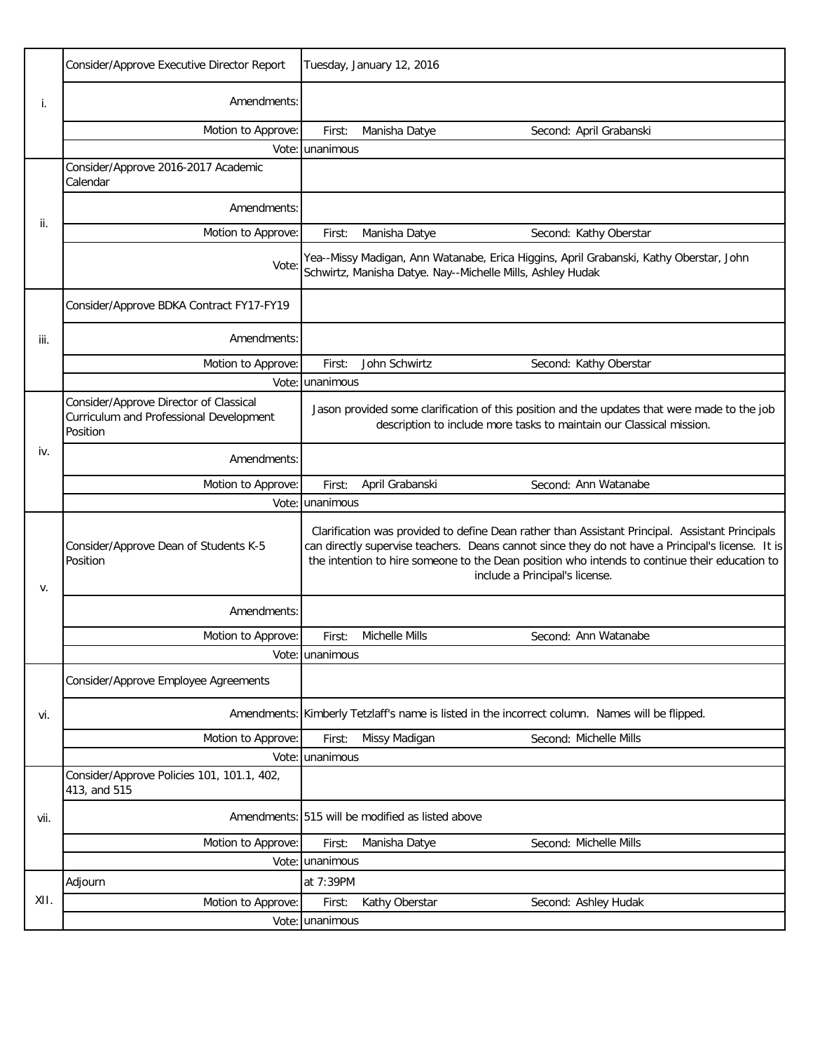| | | |
|---|---|---|
| i. | Consider/Approve Executive Director Report | Tuesday, January 12, 2016 |
| | Amendments: | |
| | Motion to Approve: | First: Manisha Datye  Second: April Grabanski |
| | Vote: | unanimous |
| ii. | Consider/Approve 2016-2017 Academic Calendar | |
| | Amendments: | |
| | Motion to Approve: | First: Manisha Datye  Second: Kathy Oberstar |
| | Vote: | Yea--Missy Madigan, Ann Watanabe, Erica Higgins, April Grabanski, Kathy Oberstar, John Schwirtz, Manisha Datye. Nay--Michelle Mills, Ashley Hudak |
| iii. | Consider/Approve BDKA Contract FY17-FY19 | |
| | Amendments: | |
| | Motion to Approve: | First: John Schwirtz  Second: Kathy Oberstar |
| | Vote: | unanimous |
| iv. | Consider/Approve Director of Classical Curriculum and Professional Development Position | Jason provided some clarification of this position and the updates that were made to the job description to include more tasks to maintain our Classical mission. |
| | Amendments: | |
| | Motion to Approve: | First: April Grabanski  Second: Ann Watanabe |
| | Vote: | unanimous |
| v. | Consider/Approve Dean of Students K-5 Position | Clarification was provided to define Dean rather than Assistant Principal. Assistant Principals can directly supervise teachers. Deans cannot since they do not have a Principal's license. It is the intention to hire someone to the Dean position who intends to continue their education to include a Principal's license. |
| | Amendments: | |
| | Motion to Approve: | First: Michelle Mills  Second: Ann Watanabe |
| | Vote: | unanimous |
| vi. | Consider/Approve Employee Agreements | |
| | Amendments: | Kimberly Tetzlaff's name is listed in the incorrect column. Names will be flipped. |
| | Motion to Approve: | First: Missy Madigan  Second: Michelle Mills |
| | Vote: | unanimous |
| vii. | Consider/Approve Policies 101, 101.1, 402, 413, and 515 | |
| | Amendments: | 515 will be modified as listed above |
| | Motion to Approve: | First: Manisha Datye  Second: Michelle Mills |
| | Vote: | unanimous |
| XII. | Adjourn | at 7:39PM |
| | Motion to Approve: | First: Kathy Oberstar  Second: Ashley Hudak |
| | Vote: | unanimous |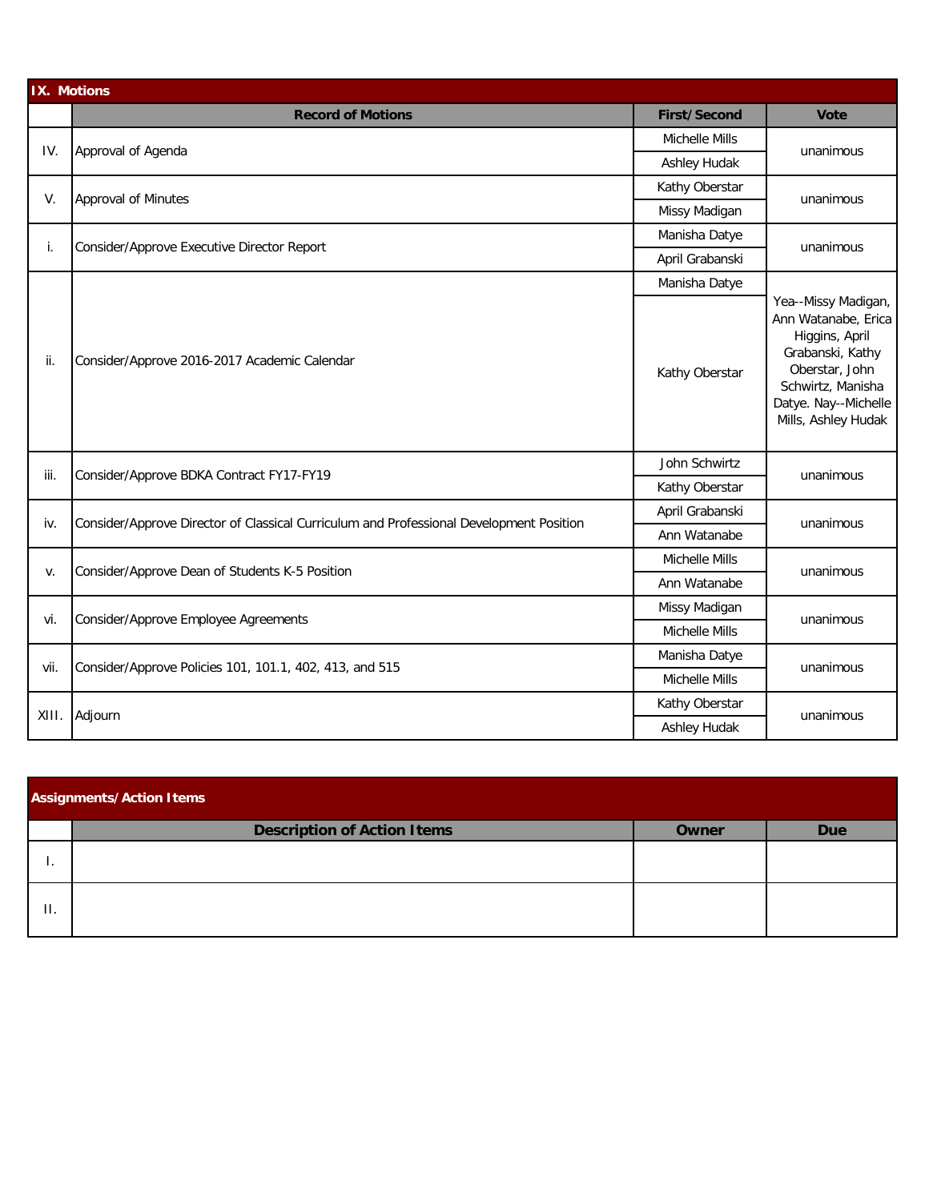## IX. Motions

| | Record of Motions | First/Second | Vote |
|---|---|---|---|
| IV. | Approval of Agenda | Michelle Mills | unanimous |
| | | Ashley Hudak | |
| V. | Approval of Minutes | Kathy Oberstar | unanimous |
| | | Missy Madigan | |
| i. | Consider/Approve Executive Director Report | Manisha Datye | unanimous |
| | | April Grabanski | |
| ii. | Consider/Approve 2016-2017 Academic Calendar | Manisha Datye | Yea--Missy Madigan, Ann Watanabe, Erica Higgins, April Grabanski, Kathy Oberstar, John Schwirtz, Manisha Datye. Nay--Michelle Mills, Ashley Hudak |
| | | Kathy Oberstar | |
| iii. | Consider/Approve BDKA Contract FY17-FY19 | John Schwirtz | unanimous |
| | | Kathy Oberstar | |
| iv. | Consider/Approve Director of Classical Curriculum and Professional Development Position | April Grabanski | unanimous |
| | | Ann Watanabe | |
| v. | Consider/Approve Dean of Students K-5 Position | Michelle Mills | unanimous |
| | | Ann Watanabe | |
| vi. | Consider/Approve Employee Agreements | Missy Madigan | unanimous |
| | | Michelle Mills | |
| vii. | Consider/Approve Policies 101, 101.1, 402, 413, and 515 | Manisha Datye | unanimous |
| | | Michelle Mills | |
| XIII. | Adjourn | Kathy Oberstar | unanimous |
| | | Ashley Hudak | |

## Assignments/Action Items

| | Description of Action Items | Owner | Due |
|---|---|---|---|
| I. | | | |
| II. | | | |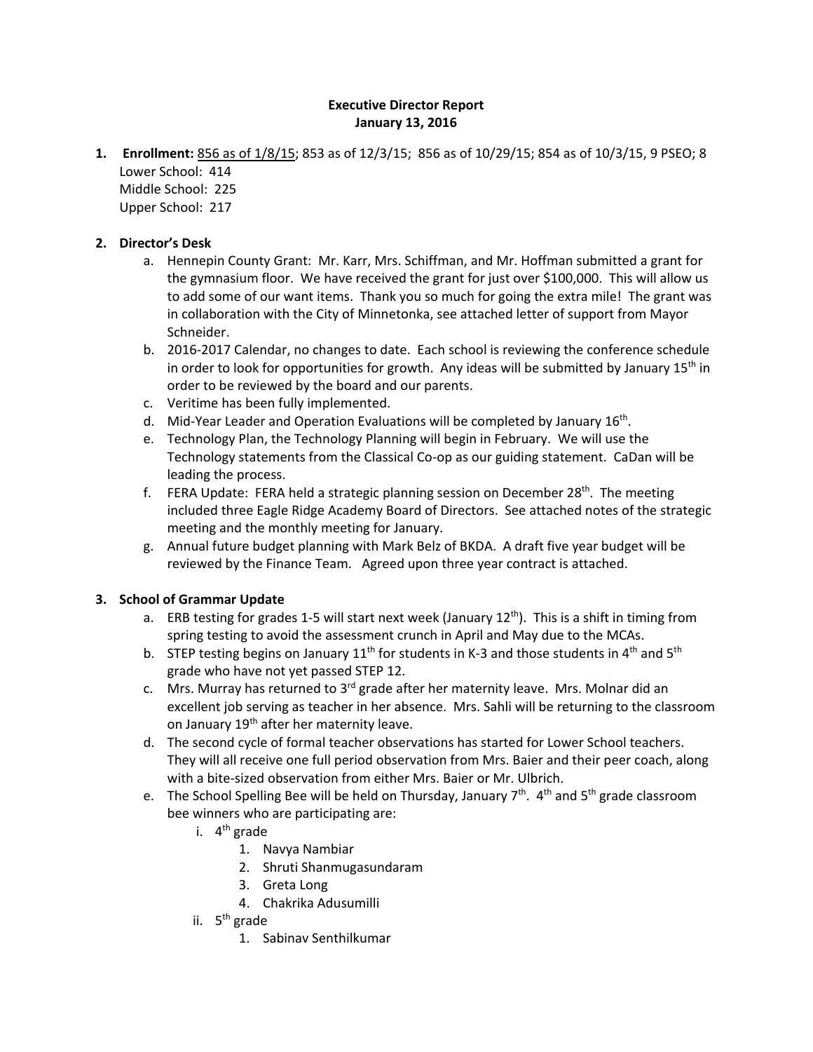**Executive Director Report**
**January 13, 2016**

1. **Enrollment:** 856 as of 1/8/15; 853 as of 12/3/15; 856 as of 10/29/15; 854 as of 10/3/15, 9 PSEO; 8
   Lower School: 414
   Middle School: 225
   Upper School: 217

2. **Director's Desk**
   a. Hennepin County Grant: Mr. Karr, Mrs. Schiffman, and Mr. Hoffman submitted a grant for the gymnasium floor. We have received the grant for just over $100,000. This will allow us to add some of our want items. Thank you so much for going the extra mile! The grant was in collaboration with the City of Minnetonka, see attached letter of support from Mayor Schneider.
   b. 2016-2017 Calendar, no changes to date. Each school is reviewing the conference schedule in order to look for opportunities for growth. Any ideas will be submitted by January 15th in order to be reviewed by the board and our parents.
   c. Veritime has been fully implemented.
   d. Mid-Year Leader and Operation Evaluations will be completed by January 16th.
   e. Technology Plan, the Technology Planning will begin in February. We will use the Technology statements from the Classical Co-op as our guiding statement. CaDan will be leading the process.
   f. FERA Update: FERA held a strategic planning session on December 28th. The meeting included three Eagle Ridge Academy Board of Directors. See attached notes of the strategic meeting and the monthly meeting for January.
   g. Annual future budget planning with Mark Belz of BKDA. A draft five year budget will be reviewed by the Finance Team. Agreed upon three year contract is attached.

3. **School of Grammar Update**
   a. ERB testing for grades 1-5 will start next week (January 12th). This is a shift in timing from spring testing to avoid the assessment crunch in April and May due to the MCAs.
   b. STEP testing begins on January 11th for students in K-3 and those students in 4th and 5th grade who have not yet passed STEP 12.
   c. Mrs. Murray has returned to 3rd grade after her maternity leave. Mrs. Molnar did an excellent job serving as teacher in her absence. Mrs. Sahli will be returning to the classroom on January 19th after her maternity leave.
   d. The second cycle of formal teacher observations has started for Lower School teachers. They will all receive one full period observation from Mrs. Baier and their peer coach, along with a bite-sized observation from either Mrs. Baier or Mr. Ulbrich.
   e. The School Spelling Bee will be held on Thursday, January 7th. 4th and 5th grade classroom bee winners who are participating are:
      i. 4th grade
         1. Navya Nambiar
         2. Shruti Shanmugasundaram
         3. Greta Long
         4. Chakrika Adusumilli
      ii. 5th grade
         1. Sabinav Senthilkumar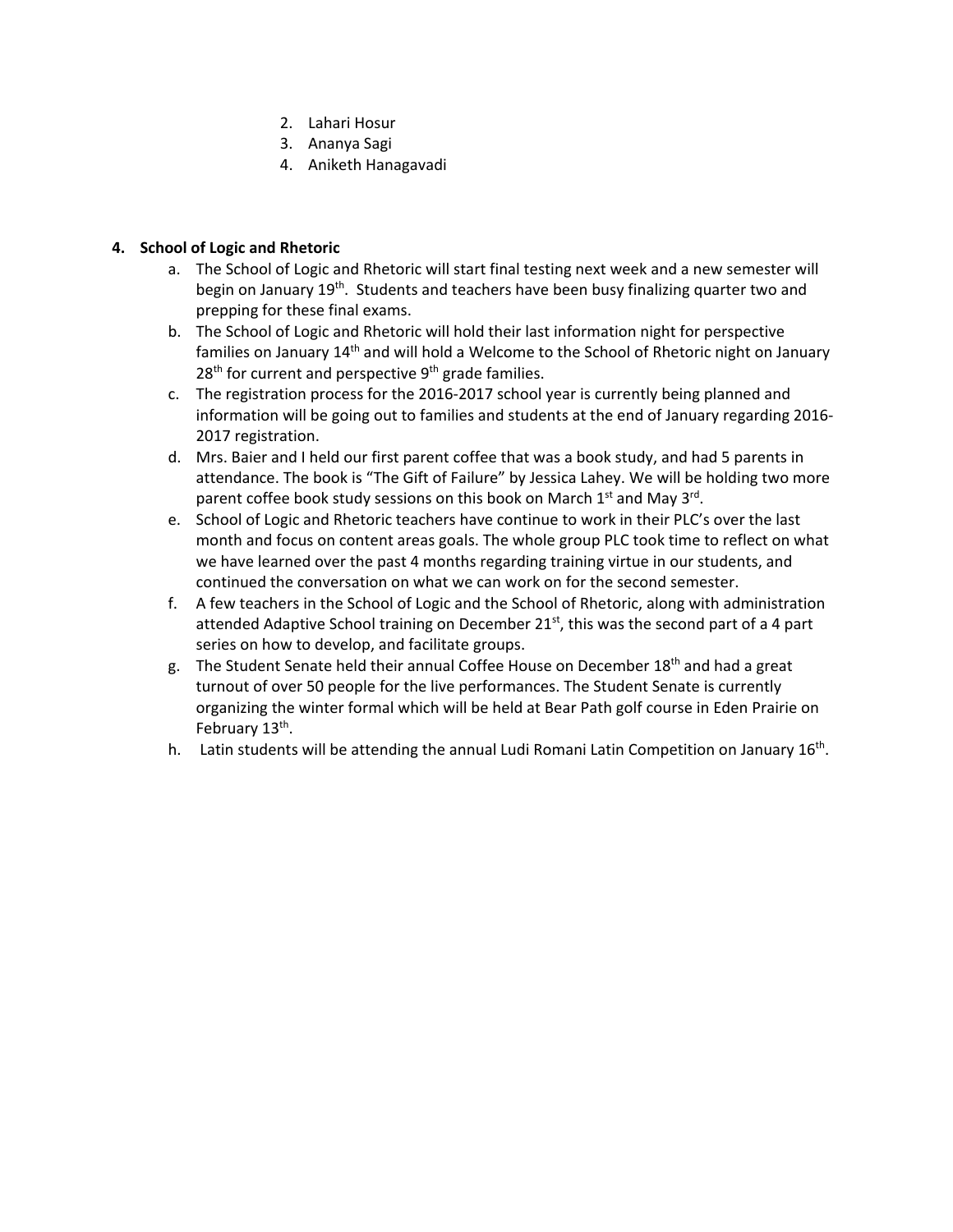2. Lahari Hosur
3. Ananya Sagi
4. Aniketh Hanagavadi

**4. School of Logic and Rhetoric**

a. The School of Logic and Rhetoric will start final testing next week and a new semester will begin on January 19th. Students and teachers have been busy finalizing quarter two and prepping for these final exams.

b. The School of Logic and Rhetoric will hold their last information night for perspective families on January 14th and will hold a Welcome to the School of Rhetoric night on January 28th for current and perspective 9th grade families.

c. The registration process for the 2016-2017 school year is currently being planned and information will be going out to families and students at the end of January regarding 2016-2017 registration.

d. Mrs. Baier and I held our first parent coffee that was a book study, and had 5 parents in attendance. The book is "The Gift of Failure" by Jessica Lahey. We will be holding two more parent coffee book study sessions on this book on March 1st and May 3rd.

e. School of Logic and Rhetoric teachers have continue to work in their PLC's over the last month and focus on content areas goals. The whole group PLC took time to reflect on what we have learned over the past 4 months regarding training virtue in our students, and continued the conversation on what we can work on for the second semester.

f. A few teachers in the School of Logic and the School of Rhetoric, along with administration attended Adaptive School training on December 21st, this was the second part of a 4 part series on how to develop, and facilitate groups.

g. The Student Senate held their annual Coffee House on December 18th and had a great turnout of over 50 people for the live performances. The Student Senate is currently organizing the winter formal which will be held at Bear Path golf course in Eden Prairie on February 13th.

h. Latin students will be attending the annual Ludi Romani Latin Competition on January 16th.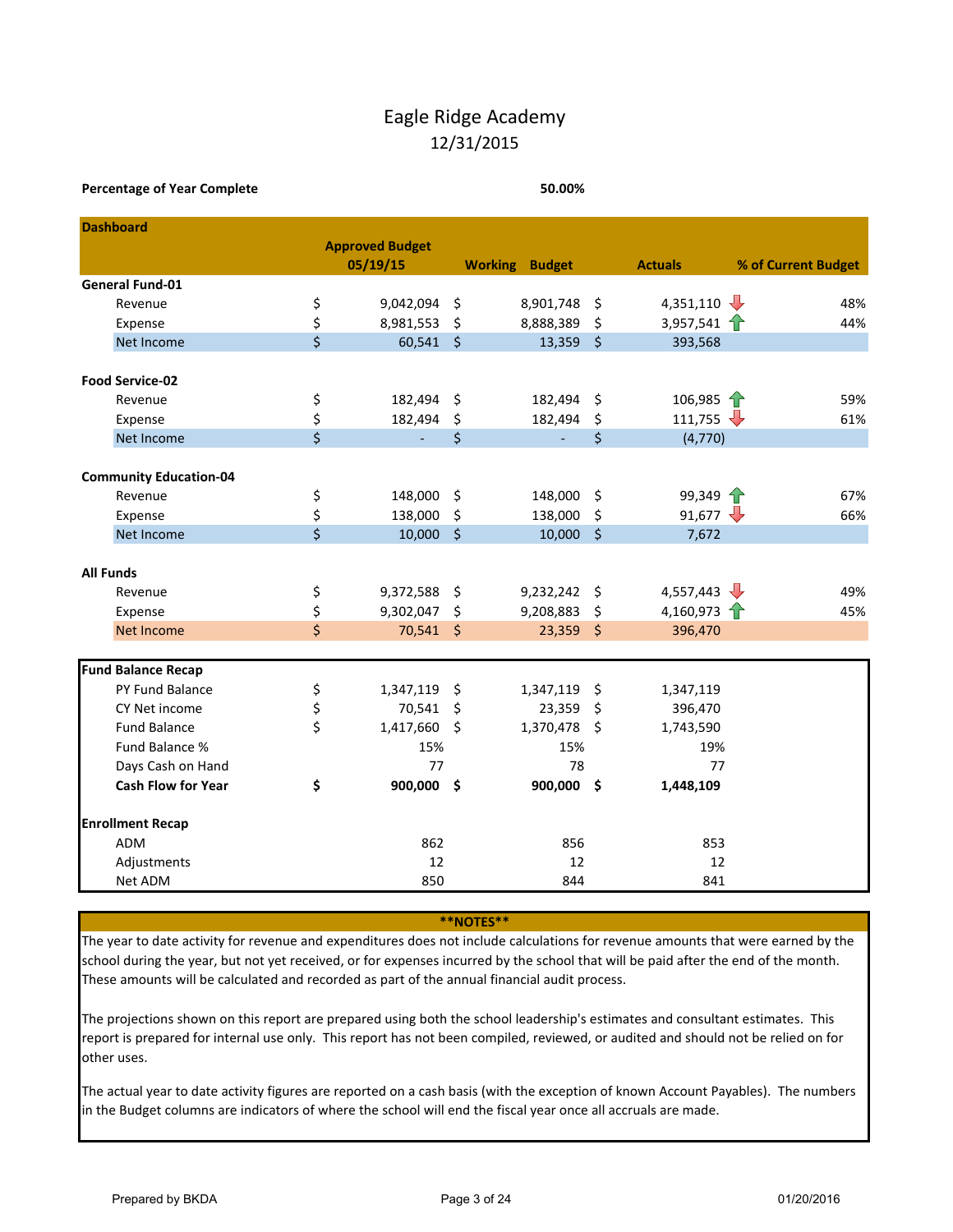# Eagle Ridge Academy

12/31/2015

**Percentage of Year Complete** **50.00%**

| Dashboard | Approved Budget 05/19/15 | Working Budget | Actuals | % of Current Budget |
|---|---|---|---|---|
| **General Fund-01** | | | | |
| Revenue | $ 9,042,094 | $ 8,901,748 | $ 4,351,110 ↓ | 48% |
| Expense | $ 8,981,553 | $ 8,888,389 | $ 3,957,541 ↑ | 44% |
| Net Income | $ 60,541 | $ 13,359 | $ 393,568 | |
| **Food Service-02** | | | | |
| Revenue | $ 182,494 | $ 182,494 | $ 106,985 ↑ | 59% |
| Expense | $ 182,494 | $ 182,494 | $ 111,755 ↓ | 61% |
| Net Income | $ - | $ - | $ (4,770) | |
| **Community Education-04** | | | | |
| Revenue | $ 148,000 | $ 148,000 | $ 99,349 ↑ | 67% |
| Expense | $ 138,000 | $ 138,000 | $ 91,677 ↓ | 66% |
| Net Income | $ 10,000 | $ 10,000 | $ 7,672 | |
| **All Funds** | | | | |
| Revenue | $ 9,372,588 | $ 9,232,242 | $ 4,557,443 ↓ | 49% |
| Expense | $ 9,302,047 | $ 9,208,883 | $ 4,160,973 ↑ | 45% |
| Net Income | $ 70,541 | $ 23,359 | $ 396,470 | |
| **Fund Balance Recap** | | | | |
| PY Fund Balance | $ 1,347,119 | $ 1,347,119 | $ 1,347,119 | |
| CY Net income | $ 70,541 | $ 23,359 | $ 396,470 | |
| Fund Balance | $ 1,417,660 | $ 1,370,478 | $ 1,743,590 | |
| Fund Balance % | 15% | 15% | 19% | |
| Days Cash on Hand | 77 | 78 | 77 | |
| **Cash Flow for Year** | **$ 900,000** | **$ 900,000** | **$ 1,448,109** | |
| **Enrollment Recap** | | | | |
| ADM | 862 | 856 | 853 | |
| Adjustments | 12 | 12 | 12 | |
| Net ADM | 850 | 844 | 841 | |

**\*\*NOTES\*\***

The year to date activity for revenue and expenditures does not include calculations for revenue amounts that were earned by the school during the year, but not yet received, or for expenses incurred by the school that will be paid after the end of the month. These amounts will be calculated and recorded as part of the annual financial audit process.

The projections shown on this report are prepared using both the school leadership's estimates and consultant estimates. This report is prepared for internal use only. This report has not been compiled, reviewed, or audited and should not be relied on for other uses.

The actual year to date activity figures are reported on a cash basis (with the exception of known Account Payables). The numbers in the Budget columns are indicators of where the school will end the fiscal year once all accruals are made.

Prepared by BKDA 01/20/2016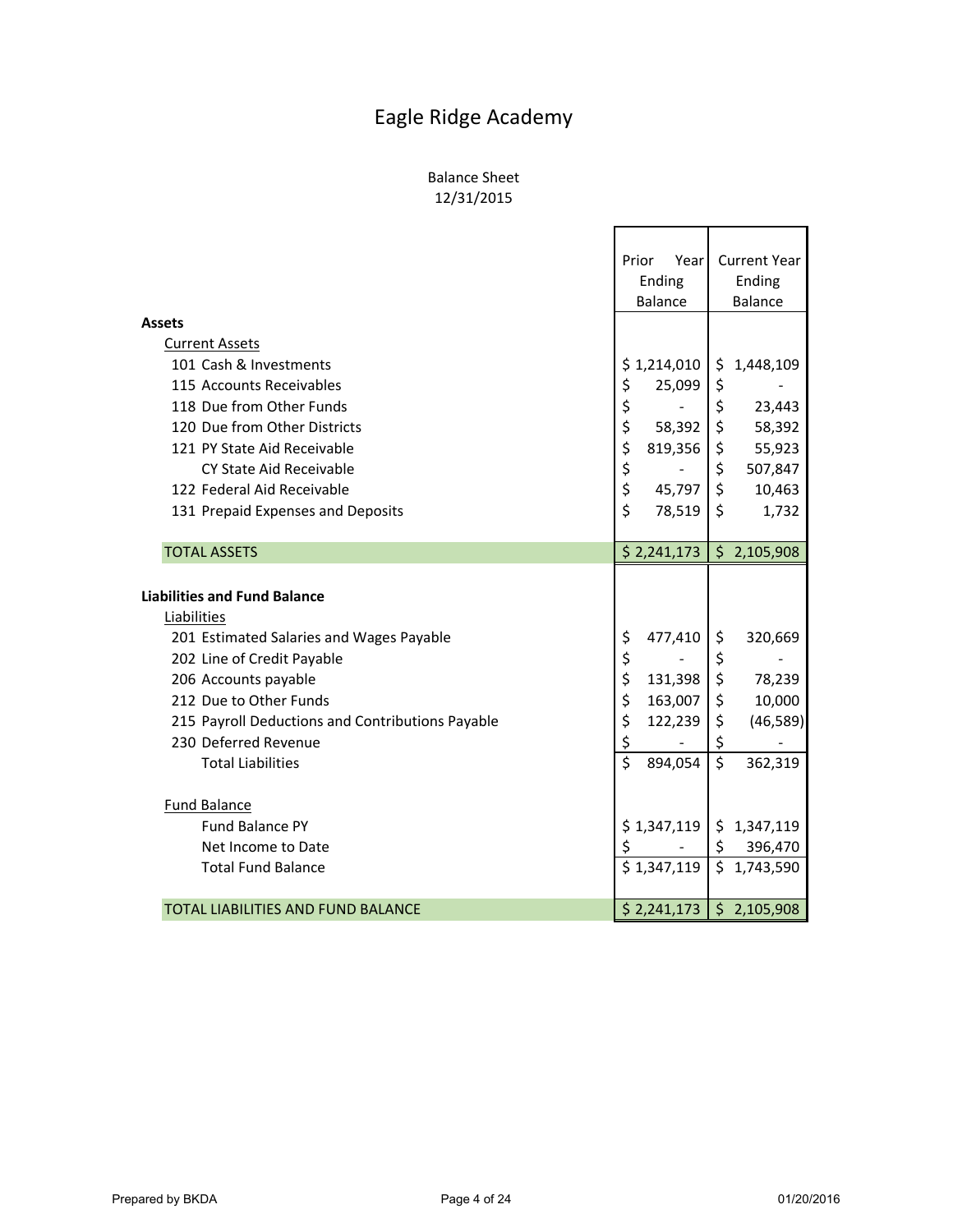# Eagle Ridge Academy

Balance Sheet
12/31/2015

| | Prior Year Ending Balance | Current Year Ending Balance |
|---|---|---|
| **Assets** | | |
| Current Assets | | |
| 101 Cash & Investments | $ 1,214,010 | $ 1,448,109 |
| 115 Accounts Receivables | $ 25,099 | $ - |
| 118 Due from Other Funds | $ - | $ 23,443 |
| 120 Due from Other Districts | $ 58,392 | $ 58,392 |
| 121 PY State Aid Receivable | $ 819,356 | $ 55,923 |
| CY State Aid Receivable | $ - | $ 507,847 |
| 122 Federal Aid Receivable | $ 45,797 | $ 10,463 |
| 131 Prepaid Expenses and Deposits | $ 78,519 | $ 1,732 |
| TOTAL ASSETS | $ 2,241,173 | $ 2,105,908 |
| **Liabilities and Fund Balance** | | |
| Liabilities | | |
| 201 Estimated Salaries and Wages Payable | $ 477,410 | $ 320,669 |
| 202 Line of Credit Payable | $ - | $ - |
| 206 Accounts payable | $ 131,398 | $ 78,239 |
| 212 Due to Other Funds | $ 163,007 | $ 10,000 |
| 215 Payroll Deductions and Contributions Payable | $ 122,239 | $ (46,589) |
| 230 Deferred Revenue | $ - | $ - |
| Total Liabilities | $ 894,054 | $ 362,319 |
| Fund Balance | | |
| Fund Balance PY | $ 1,347,119 | $ 1,347,119 |
| Net Income to Date | $ - | $ 396,470 |
| Total Fund Balance | $ 1,347,119 | $ 1,743,590 |
| TOTAL LIABILITIES AND FUND BALANCE | $ 2,241,173 | $ 2,105,908 |

Prepared by BKDA

01/20/2016